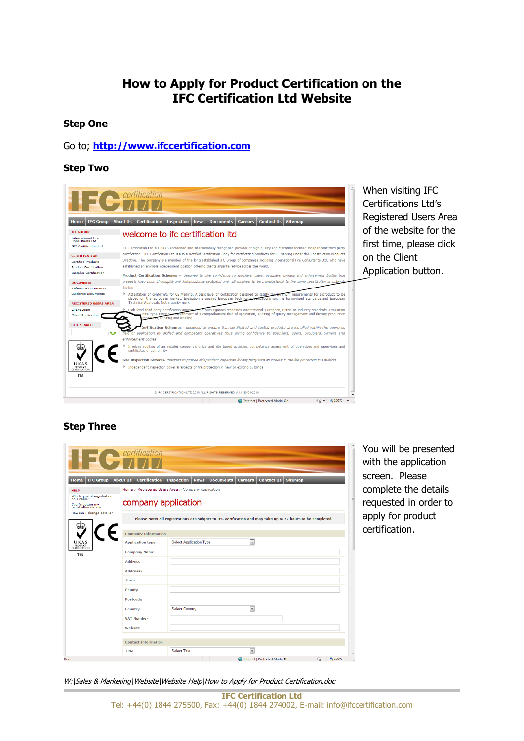# How to Apply for Product Certification on the IFC Certification Ltd Website

## Step One

Go to; **http://www.ifccertification.com**

## Step Two

When visiting IFC Certifications Ltd's Registered Users Area of the website for the first time, please click on the Client Application button.

## Step Three

You will be presented with the application screen. Please complete the details requested in order to apply for product certification.

*W:\Sales & Marketing\Website\Website Help\How to Apply for Product Certification.doc*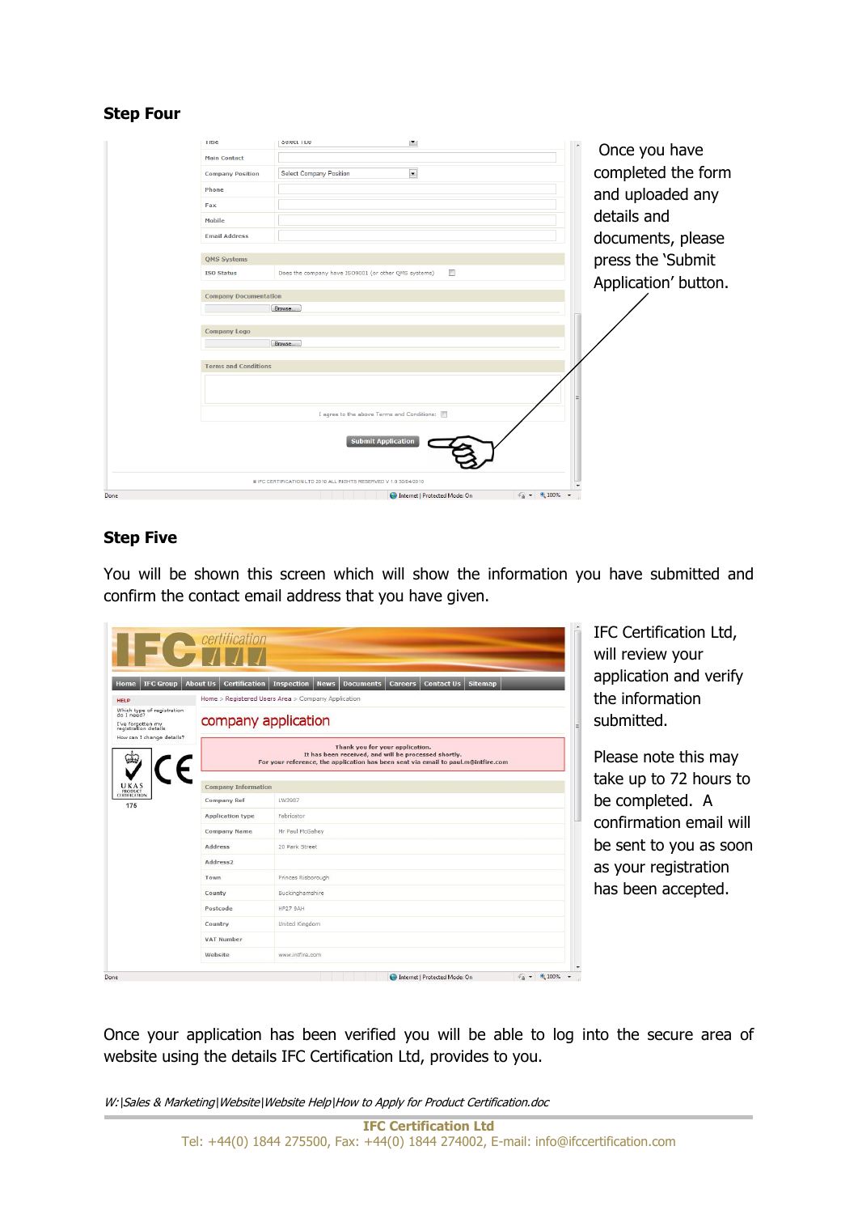## Step Four

Once you have completed the form and uploaded any details and documents, please press the 'Submit Application' button.

## Step Five

You will be shown this screen which will show the information you have submitted and confirm the contact email address that you have given.

IFC Certification Ltd, will review your application and verify the information submitted.

Please note this may take up to 72 hours to be completed. A confirmation email will be sent to you as soon as your registration has been accepted.

Once your application has been verified you will be able to log into the secure area of website using the details IFC Certification Ltd, provides to you.

*W:|Sales & Marketing|Website|Website Help|How to Apply for Product Certification.doc*

**IFC Certification Ltd**
Tel: +44(0) 1844 275500, Fax: +44(0) 1844 274002, E-mail: info@ifccertification.com